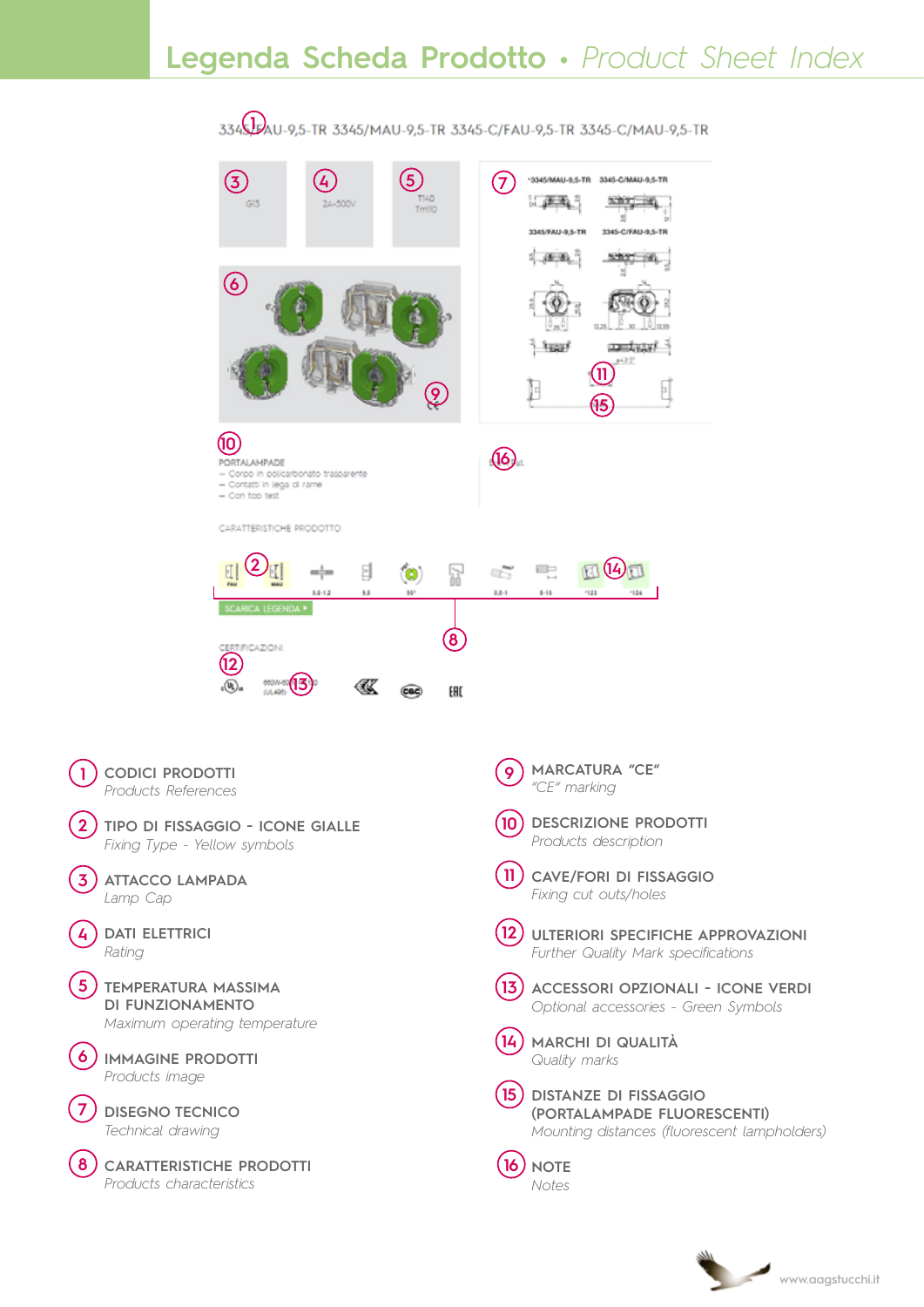# Legenda Scheda Prodotto • *Product Sheet Index*

3345/FAU-9,5-TR 3345/MAU-9,5-TR 3345-C/FAU-9,5-TR 3345-C/MAU-9,5-TR

G13

2A-500V

T140 Tm110

PORTALAMPADE
– Corpo in policarbonato trasparente
– Contatti in lega di rame
– Con top test

CARATTERISTICHE PRODOTTO

SCARICA LEGENDA ▸

CERTIFICAZIONI

1. **CODICI PRODOTTI**
   *Products References*
2. **TIPO DI FISSAGGIO - ICONE GIALLE**
   *Fixing Type - Yellow symbols*
3. **ATTACCO LAMPADA**
   *Lamp Cap*
4. **DATI ELETTRICI**
   *Rating*
5. **TEMPERATURA MASSIMA DI FUNZIONAMENTO**
   *Maximum operating temperature*
6. **IMMAGINE PRODOTTI**
   *Products image*
7. **DISEGNO TECNICO**
   *Technical drawing*
8. **CARATTERISTICHE PRODOTTI**
   *Products characteristics*
9. **MARCATURA "CE"**
   *"CE" marking*
10. **DESCRIZIONE PRODOTTI**
    *Products description*
11. **CAVE/FORI DI FISSAGGIO**
    *Fixing cut outs/holes*
12. **ULTERIORI SPECIFICHE APPROVAZIONI**
    *Further Quality Mark specifications*
13. **ACCESSORI OPZIONALI - ICONE VERDI**
    *Optional accessories - Green Symbols*
14. **MARCHI DI QUALITÀ**
    *Quality marks*
15. **DISTANZE DI FISSAGGIO (PORTALAMPADE FLUORESCENTI)**
    *Mounting distances (fluorescent lampholders)*
16. **NOTE**
    *Notes*

www.aagstucchi.it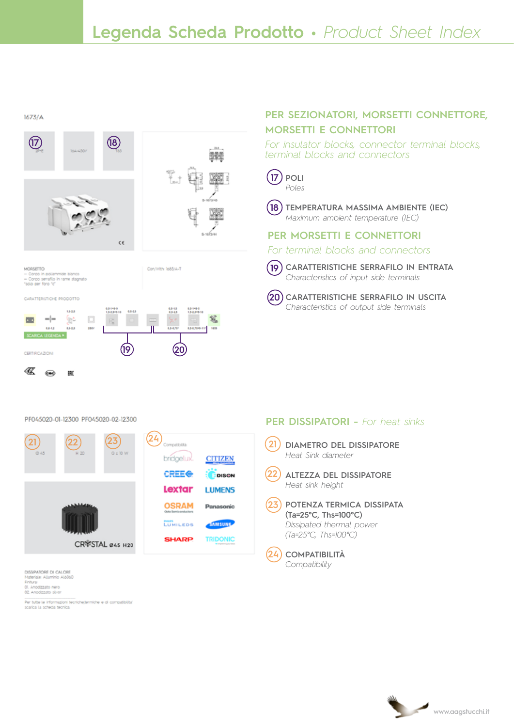# Legenda Scheda Prodotto • *Product Sheet Index*

1673/A

(17) 2P+E

164-450V

(18) T60

MORSETTO
– Corpo in poliammide bianco
– Corpo serrafilo in rame stagnato
*solo per foro "c"

Con/With 1685/4-T

CARATTERISTICHE PRODOTTO

SCARICA LEGENDA ▸

CERTIFICAZIONI

(19) (20)

## PER SEZIONATORI, MORSETTI CONNETTORE, MORSETTI E CONNETTORI

*For insulator blocks, connector terminal blocks, terminal blocks and connectors*

(17) **POLI**
*Poles*

(18) **TEMPERATURA MASSIMA AMBIENTE (IEC)**
*Maximum ambient temperature (IEC)*

## PER MORSETTI E CONNETTORI

*For terminal blocks and connectors*

(19) **CARATTERISTICHE SERRAFILO IN ENTRATA**
*Characteristics of input side terminals*

(20) **CARATTERISTICHE SERRAFILO IN USCITA**
*Characteristics of output side terminals*

PF045020-01-12300 PF045020-02-12300

(21) Ø 45

(22) H 20

(23) Q ≤ 10 W

(24) Compatibilità

bridgelux, CITIZEN, CREE, EDISON, Lextar, LUMENS, OSRAM, Panasonic, LUMILEDS, SAMSUNG, SHARP, TRIDONIC

CRYSTAL ø45 H20

DISSIPATORE DI CALORE
Materiale: Alluminio Al6060
Finitura
01 Anodizzato nero
02 Anodizzato silver

Per tutte le informazioni tecniche/termiche e di compatibilita' scarica la scheda tecnica

## PER DISSIPATORI - *For heat sinks*

(21) **DIAMETRO DEL DISSIPATORE**
*Heat Sink diameter*

(22) **ALTEZZA DEL DISSIPATORE**
*Heat sink height*

(23) **POTENZA TERMICA DISSIPATA (Ta=25°C, Ths=100°C)**
*Dissipated thermal power (Ta=25°C, Ths=100°C)*

(24) **COMPATIBILITÀ**
*Compatibility*

www.aagstucchi.it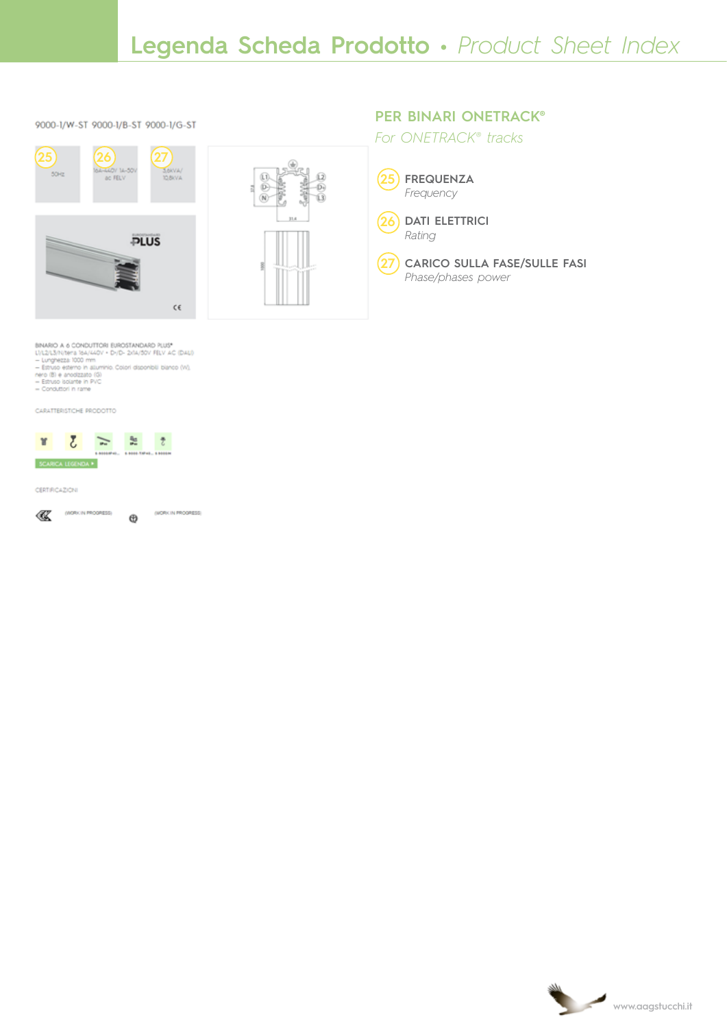# Legenda Scheda Prodotto • *Product Sheet Index*

9000-1/W-ST 9000-1/B-ST 9000-1/G-ST

25 50Hz

26 16A-440V 1A-50V ac FELV

27 3,6kVA/ 10,8kVA

BINARIO A 6 CONDUTTORI EUROSTANDARD PLUS®
L1/L2/L3/N/terra 16A/440V • D+/D- 2x1A/50V FELV AC (DALI)
– Lunghezza 1000 mm
– Estruso esterno in alluminio. Colori disponibili bianco (W), nero (B) e anodizzato (G)
– Estruso isolante in PVC
– Conduttori in rame

CARATTERISTICHE PRODOTTO

SCARICA LEGENDA ▸

CERTIFICAZIONI

(WORK IN PROGRESS) (WORK IN PROGRESS)

## PER BINARI ONETRACK®

*For ONETRACK® tracks*

25 **FREQUENZA**
*Frequency*

26 **DATI ELETTRICI**
*Rating*

27 **CARICO SULLA FASE/SULLE FASI**
*Phase/phases power*

www.aagstucchi.it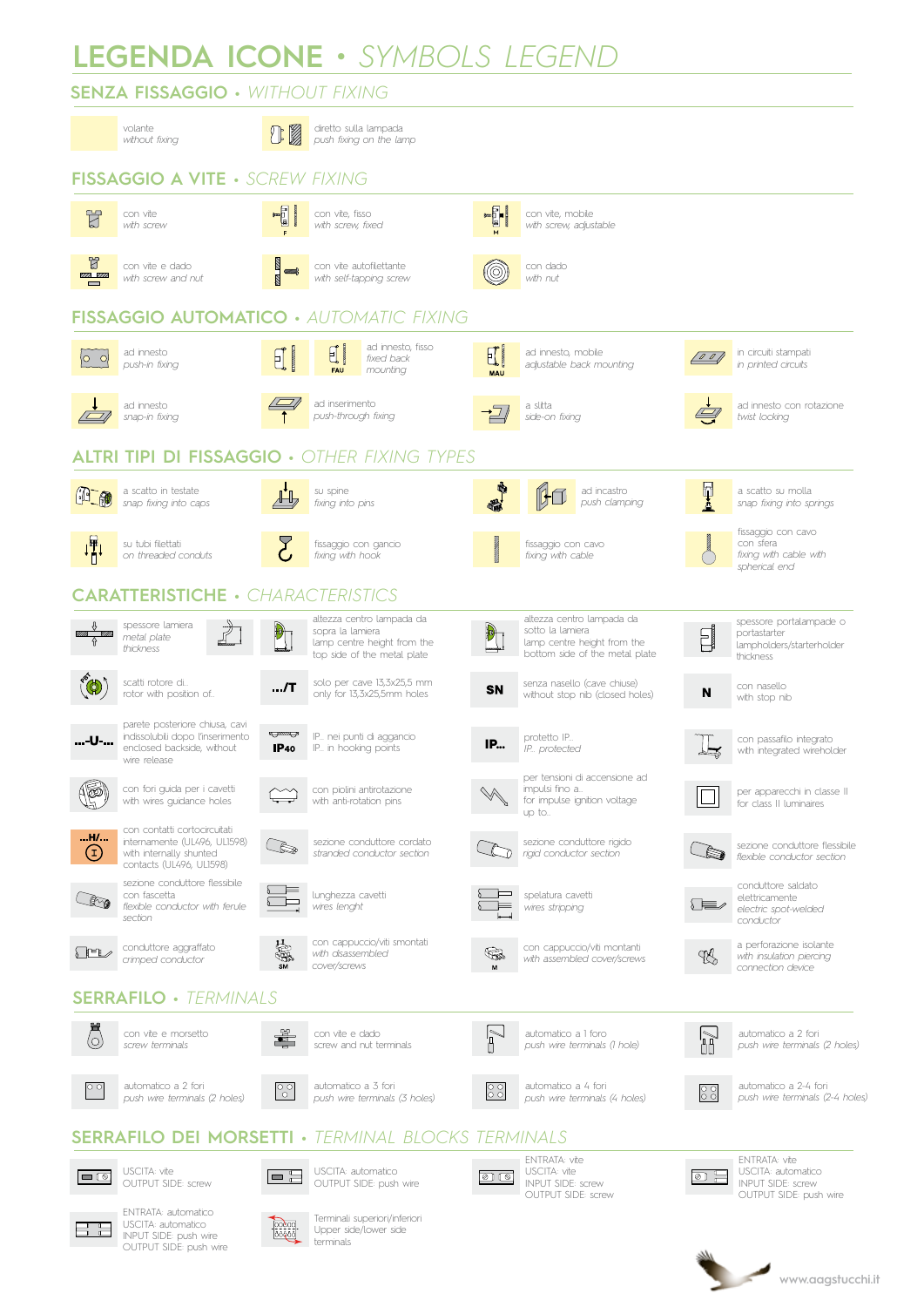# LEGENDA ICONE • *SYMBOLS LEGEND*

## SENZA FISSAGGIO • *WITHOUT FIXING*

- volante / *without fixing*
- diretto sulla lampada / *push fixing on the lamp*

## FISSAGGIO A VITE • *SCREW FIXING*

- con vite / *with screw*
- con vite, fisso / *with screw, fixed*
- con vite, mobile / *with screw, adjustable*
- con vite e dado / *with screw and nut*
- con vite autofilettante / *with self-tapping screw*
- con dado / *with nut*

## FISSAGGIO AUTOMATICO • *AUTOMATIC FIXING*

- ad innesto / *push-in fixing*
- ad innesto, fisso / *fixed back mounting*
- ad innesto, mobile / *adjustable back mounting*
- in circuiti stampati / *in printed circuits*
- ad innesto / *snap-in fixing*
- ad inserimento / *push-through fixing*
- a slitta / *side-on fixing*
- ad innesto con rotazione / *twist locking*

## ALTRI TIPI DI FISSAGGIO • *OTHER FIXING TYPES*

- a scatto in testate / *snap fixing into caps*
- su spine / *fixing into pins*
- ad incastro / *push clamping*
- a scatto su molla / *snap fixing into springs*
- su tubi filettati / *on threaded conduits*
- fissaggio con gancio / *fixing with hook*
- fissaggio con cavo / *fixing with cable*
- fissaggio con cavo con sfera / *fixing with cable with spherical end*

## CARATTERISTICHE • *CHARACTERISTICS*

- spessore lamiera / *metal plate thickness*
- altezza centro lampada da sopra la lamiera / lamp centre height from the top side of the metal plate
- altezza centro lampada da sotto la lamiera / lamp centre height from the bottom side of the metal plate
- spessore portalampade o portastarter / lampholders/starterholder thickness
- scatti rotore di... / rotor with position of...
- .../T — solo per cave 13,3x25,5 mm / only for 13,3x25,5mm holes
- SN — senza nasello (cave chiuse) / without stop nib (closed holes)
- N — con nasello / with stop nib
- ...-U-... — parete posteriore chiusa, cavi indissolubili dopo l'inserimento / enclosed backside, without wire release
- IP40 — IP... nei punti di aggancio / IP... in hooking points
- IP... — protetto IP... / *IP... protected*
- con passafilo integrato / with integrated wireholder
- con fori guida per i cavetti / with wires guidance holes
- con piolini antirotazione / with anti-rotation pins
- per tensioni di accensione ad impulsi fino a... / for impulse ignition voltage up to...
- per apparecchi in classe II / for class II luminaires
- ...H/... — con contatti cortocircuitati internamente (UL496, UL1598) / with internally shunted contacts (UL496, UL1598)
- sezione conduttore cordato / *stranded conductor section*
- sezione conduttore rigido / *rigid conductor section*
- sezione conduttore flessibile / *flexible conductor section*
- sezione conduttore flessibile con fascetta / *flexible conductor with ferule section*
- lunghezza cavetti / *wires lenght*
- spelatura cavetti / *wires stripping*
- conduttore saldato elettricamente / *electric spot-welded conductor*
- conduttore aggraffato / *crimped conductor*
- SM — con cappuccio/viti smontati / *with disassembled cover/screws*
- M — con cappuccio/viti montanti / *with assembled cover/screws*
- a perforazione isolante / *with insulation piercing connection device*

## SERRAFILO • *TERMINALS*

- con vite e morsetto / *screw terminals*
- con vite e dado / screw and nut terminals
- automatico a 1 foro / *push wire terminals (1 hole)*
- automatico a 2 fori / *push wire terminals (2 holes)*
- automatico a 2 fori / *push wire terminals (2 holes)*
- automatico a 3 fori / *push wire terminals (3 holes)*
- automatico a 4 fori / *push wire terminals (4 holes)*
- automatico a 2-4 fori / *push wire terminals (2-4 holes)*

## SERRAFILO DEI MORSETTI • *TERMINAL BLOCKS TERMINALS*

- USCITA: vite / OUTPUT SIDE: screw
- USCITA: automatico / OUTPUT SIDE: push wire
- ENTRATA: vite, USCITA: vite / INPUT SIDE: screw, OUTPUT SIDE: screw
- ENTRATA: vite, USCITA: automatico / INPUT SIDE: screw, OUTPUT SIDE: push wire
- ENTRATA: automatico, USCITA: automatico / INPUT SIDE: push wire, OUTPUT SIDE: push wire
- Terminali superiori/inferiori / Upper side/lower side terminals

www.aagstucchi.it